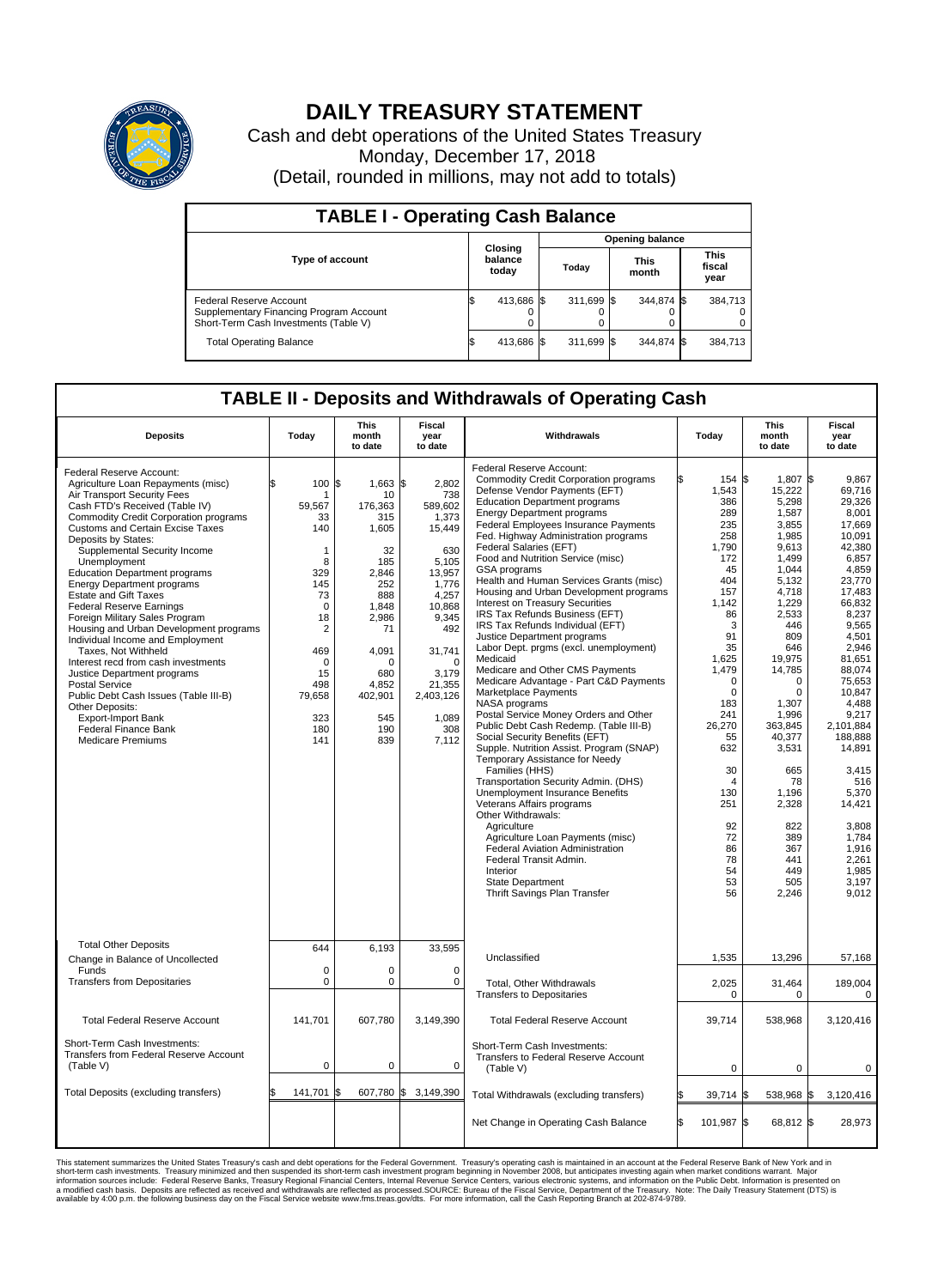# DAILY TREASURY STATEMENT

Cash and debt operations of the United States Treasury
Monday, December 17, 2018
(Detail, rounded in millions, may not add to totals)

## TABLE I - Operating Cash Balance

| Type of account | Closing balance today | Opening balance Today | Opening balance This month | Opening balance This fiscal year |
|---|---|---|---|---|
| Federal Reserve Account | $ 413,686 | $ 311,699 | $ 344,874 | $ 384,713 |
| Supplementary Financing Program Account | 0 | 0 | 0 | 0 |
| Short-Term Cash Investments (Table V) | 0 | 0 | 0 | 0 |
| Total Operating Balance | $ 413,686 | $ 311,699 | $ 344,874 | $ 384,713 |

## TABLE II - Deposits and Withdrawals of Operating Cash

| Deposits | Today | This month to date | Fiscal year to date | Withdrawals | Today | This month to date | Fiscal year to date |
|---|---|---|---|---|---|---|---|
| Federal Reserve Account: | | | | Federal Reserve Account: | | | |
| Agriculture Loan Repayments (misc) | $ 100 | $ 1,663 | $ 2,802 | Commodity Credit Corporation programs | $ 154 | $ 1,807 | $ 9,867 |
| Air Transport Security Fees | 1 | 10 | 738 | Defense Vendor Payments (EFT) | 1,543 | 15,222 | 69,716 |
| Cash FTD's Received (Table IV) | 59,567 | 176,363 | 589,602 | Education Department programs | 386 | 5,298 | 29,326 |
| Commodity Credit Corporation programs | 33 | 315 | 1,373 | Energy Department programs | 289 | 1,587 | 8,001 |
| Customs and Certain Excise Taxes | 140 | 1,605 | 15,449 | Federal Employees Insurance Payments | 235 | 3,855 | 17,669 |
| Deposits by States: | | | | Fed. Highway Administration programs | 258 | 1,985 | 10,091 |
| Supplemental Security Income | 1 | 32 | 630 | Federal Salaries (EFT) | 1,790 | 9,613 | 42,380 |
| Unemployment | 8 | 185 | 5,105 | Food and Nutrition Service (misc) | 172 | 1,499 | 6,857 |
| Education Department programs | 329 | 2,846 | 13,957 | GSA programs | 45 | 1,044 | 4,859 |
| Energy Department programs | 145 | 252 | 1,776 | Health and Human Services Grants (misc) | 404 | 5,132 | 23,770 |
| Estate and Gift Taxes | 73 | 888 | 4,257 | Housing and Urban Development programs | 157 | 4,718 | 17,483 |
| Federal Reserve Earnings | 0 | 1,848 | 10,868 | Interest on Treasury Securities | 1,142 | 1,229 | 66,832 |
| Foreign Military Sales Program | 18 | 2,986 | 9,345 | IRS Tax Refunds Business (EFT) | 86 | 2,533 | 8,237 |
| Housing and Urban Development programs | 2 | 71 | 492 | IRS Tax Refunds Individual (EFT) | 3 | 446 | 9,565 |
| Individual Income and Employment | | | | Justice Department programs | 91 | 809 | 4,501 |
| Taxes, Not Withheld | 469 | 4,091 | 31,741 | Labor Dept. prgms (excl. unemployment) | 35 | 646 | 2,946 |
| Interest recd from cash investments | 0 | 0 | 0 | Medicaid | 1,625 | 19,975 | 81,651 |
| Justice Department programs | 15 | 680 | 3,179 | Medicare and Other CMS Payments | 1,479 | 14,785 | 88,074 |
| Postal Service | 498 | 4,852 | 21,355 | Medicare Advantage - Part C&D Payments | 0 | 0 | 75,653 |
| Public Debt Cash Issues (Table III-B) | 79,658 | 402,901 | 2,403,126 | Marketplace Payments | 0 | 0 | 10,847 |
| Other Deposits: | | | | NASA programs | 183 | 1,307 | 4,488 |
| Export-Import Bank | 323 | 545 | 1,089 | Postal Service Money Orders and Other | 241 | 1,996 | 9,217 |
| Federal Finance Bank | 180 | 190 | 308 | Public Debt Cash Redemp. (Table III-B) | 26,270 | 363,845 | 2,101,884 |
| Medicare Premiums | 141 | 839 | 7,112 | Social Security Benefits (EFT) | 55 | 40,377 | 188,888 |
| | | | | Supple. Nutrition Assist. Program (SNAP) | 632 | 3,531 | 14,891 |
| | | | | Temporary Assistance for Needy Families (HHS) | 30 | 665 | 3,415 |
| | | | | Transportation Security Admin. (DHS) | 4 | 78 | 516 |
| | | | | Unemployment Insurance Benefits | 130 | 1,196 | 5,370 |
| | | | | Veterans Affairs programs | 251 | 2,328 | 14,421 |
| | | | | Other Withdrawals: | | | |
| | | | | Agriculture | 92 | 822 | 3,808 |
| | | | | Agriculture Loan Payments (misc) | 72 | 389 | 1,784 |
| | | | | Federal Aviation Administration | 86 | 367 | 1,916 |
| | | | | Federal Transit Admin. | 78 | 441 | 2,261 |
| | | | | Interior | 54 | 449 | 1,985 |
| | | | | State Department | 53 | 505 | 3,197 |
| | | | | Thrift Savings Plan Transfer | 56 | 2,246 | 9,012 |
| Total Other Deposits | 644 | 6,193 | 33,595 | Unclassified | 1,535 | 13,296 | 57,168 |
| Change in Balance of Uncollected Funds | 0 | 0 | 0 | | | | |
| Transfers from Depositaries | 0 | 0 | 0 | Total, Other Withdrawals | 2,025 | 31,464 | 189,004 |
| | | | | Transfers to Depositaries | 0 | 0 | 0 |
| Total Federal Reserve Account | 141,701 | 607,780 | 3,149,390 | Total Federal Reserve Account | 39,714 | 538,968 | 3,120,416 |
| Short-Term Cash Investments: | | | | Short-Term Cash Investments: | | | |
| Transfers from Federal Reserve Account (Table V) | 0 | 0 | 0 | Transfers to Federal Reserve Account (Table V) | 0 | 0 | 0 |
| Total Deposits (excluding transfers) | $ 141,701 | $ 607,780 | $ 3,149,390 | Total Withdrawals (excluding transfers) | $ 39,714 | $ 538,968 | $ 3,120,416 |
| | | | | Net Change in Operating Cash Balance | $ 101,987 | $ 68,812 | $ 28,973 |

This statement summarizes the United States Treasury's cash and debt operations for the Federal Government. Treasury's operating cash is maintained in an account at the Federal Reserve Bank of New York and in short-term cash investments. Treasury minimized and then suspended its short-term cash investment program beginning in November 2008, but anticipates investing again when market conditions warrant. Major information sources include: Federal Reserve Banks, Treasury Regional Financial Centers, Internal Revenue Service Centers, various electronic systems, and information on the Public Debt. Information is presented on a modified cash basis. Deposits are reflected as received and withdrawals are reflected as processed.SOURCE: Bureau of the Fiscal Service, Department of the Treasury. Note: The Daily Treasury Statement (DTS) is available by 4:00 p.m. the following business day on the Fiscal Service website www.fms.treas.gov/dts. For more information, call the Cash Reporting Branch at 202-874-9789.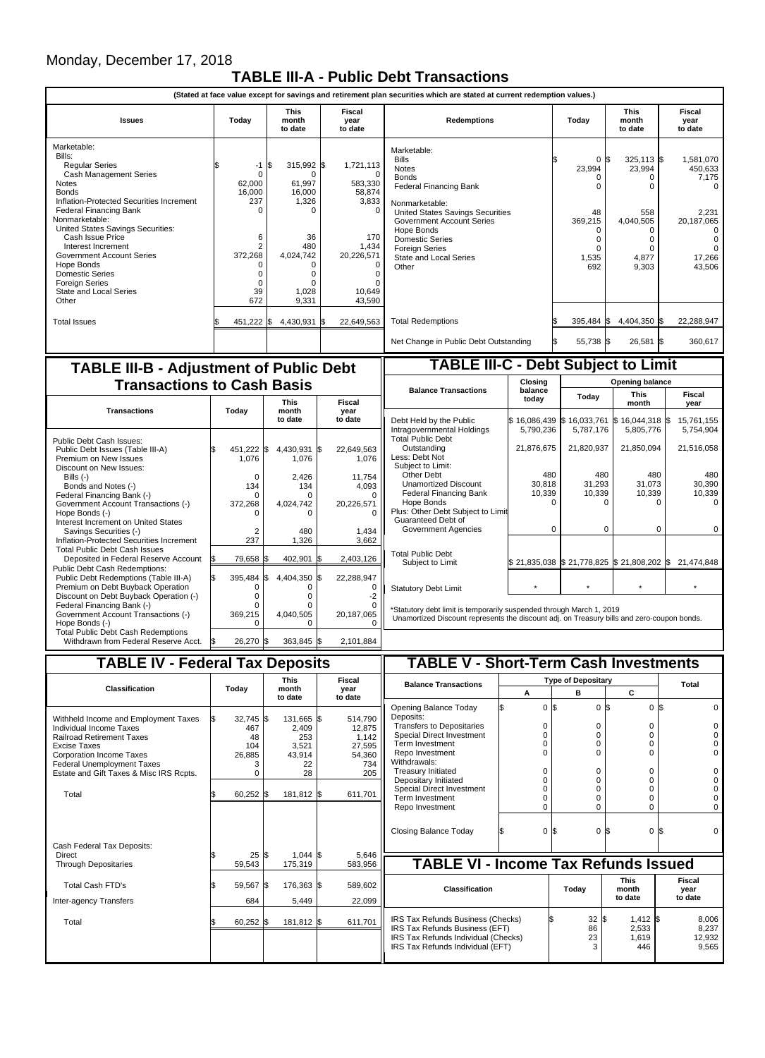Monday, December 17, 2018

# TABLE III-A - Public Debt Transactions

(Stated at face value except for savings and retirement plan securities which are stated at current redemption values.)

| Issues | Today | This month to date | Fiscal year to date |
|---|---|---|---|
| Marketable: | | | |
| Bills: | | | |
| Regular Series | $ -1 | $ 315,992 | $ 1,721,113 |
| Cash Management Series | 0 | 0 | 0 |
| Notes | 62,000 | 61,997 | 583,330 |
| Bonds | 16,000 | 16,000 | 58,874 |
| Inflation-Protected Securities Increment | 237 | 1,326 | 3,833 |
| Federal Financing Bank | 0 | 0 | 0 |
| Nonmarketable: | | | |
| United States Savings Securities: | | | |
| Cash Issue Price | 6 | 36 | 170 |
| Interest Increment | 2 | 480 | 1,434 |
| Government Account Series | 372,268 | 4,024,742 | 20,226,571 |
| Hope Bonds | 0 | 0 | 0 |
| Domestic Series | 0 | 0 | 0 |
| Foreign Series | 0 | 0 | 0 |
| State and Local Series | 39 | 1,028 | 10,649 |
| Other | 672 | 9,331 | 43,590 |
| Total Issues | $ 451,222 | $ 4,430,931 | $ 22,649,563 |

| Redemptions | Today | This month to date | Fiscal year to date |
|---|---|---|---|
| Marketable: | | | |
| Bills | $ 0 | $ 325,113 | $ 1,581,070 |
| Notes | 23,994 | 23,994 | 450,633 |
| Bonds | 0 | 0 | 7,175 |
| Federal Financing Bank | 0 | 0 | 0 |
| Nonmarketable: | | | |
| United States Savings Securities | 48 | 558 | 2,231 |
| Government Account Series | 369,215 | 4,040,505 | 20,187,065 |
| Hope Bonds | 0 | 0 | 0 |
| Domestic Series | 0 | 0 | 0 |
| Foreign Series | 0 | 0 | 0 |
| State and Local Series | 1,535 | 4,877 | 17,266 |
| Other | 692 | 9,303 | 43,506 |
| Total Redemptions | $ 395,484 | $ 4,404,350 | $ 22,288,947 |
| Net Change in Public Debt Outstanding | $ 55,738 | $ 26,581 | $ 360,617 |

# TABLE III-B - Adjustment of Public Debt Transactions to Cash Basis

| Transactions | Today | This month to date | Fiscal year to date |
|---|---|---|---|
| Public Debt Cash Issues: | | | |
| Public Debt Issues (Table III-A) | $ 451,222 | $ 4,430,931 | $ 22,649,563 |
| Premium on New Issues | 1,076 | 1,076 | 1,076 |
| Discount on New Issues: | | | |
| Bills (-) | 0 | 2,426 | 11,754 |
| Bonds and Notes (-) | 134 | 134 | 4,093 |
| Federal Financing Bank (-) | 0 | 0 | 0 |
| Government Account Transactions (-) | 372,268 | 4,024,742 | 20,226,571 |
| Hope Bonds (-) | 0 | 0 | 0 |
| Interest Increment on United States Savings Securities (-) | 2 | 480 | 1,434 |
| Inflation-Protected Securities Increment | 237 | 1,326 | 3,662 |
| Total Public Debt Cash Issues Deposited in Federal Reserve Account | $ 79,658 | $ 402,901 | $ 2,403,126 |
| Public Debt Cash Redemptions: | | | |
| Public Debt Redemptions (Table III-A) | $ 395,484 | $ 4,404,350 | $ 22,288,947 |
| Premium on Debt Buyback Operation | 0 | 0 | 0 |
| Discount on Debt Buyback Operation (-) | 0 | 0 | -2 |
| Federal Financing Bank (-) | 0 | 0 | 0 |
| Government Account Transactions (-) | 369,215 | 4,040,505 | 20,187,065 |
| Hope Bonds (-) | 0 | 0 | 0 |
| Total Public Debt Cash Redemptions Withdrawn from Federal Reserve Acct. | $ 26,270 | $ 363,845 | $ 2,101,884 |

# TABLE III-C - Debt Subject to Limit

| Balance Transactions | Closing balance today | Opening balance Today | Opening balance This month | Opening balance Fiscal year |
|---|---|---|---|---|
| Debt Held by the Public | $ 16,086,439 | $ 16,033,761 | $ 16,044,318 | $ 15,761,155 |
| Intragovernmental Holdings | 5,790,236 | 5,787,176 | 5,805,776 | 5,754,904 |
| Total Public Debt Outstanding | 21,876,675 | 21,820,937 | 21,850,094 | 21,516,058 |
| Less: Debt Not Subject to Limit: | | | | |
| Other Debt | 480 | 480 | 480 | 480 |
| Unamortized Discount | 30,818 | 31,293 | 31,073 | 30,390 |
| Federal Financing Bank | 10,339 | 10,339 | 10,339 | 10,339 |
| Hope Bonds | 0 | 0 | 0 | 0 |
| Plus: Other Debt Subject to Limit | | | | |
| Guaranteed Debt of Government Agencies | 0 | 0 | 0 | 0 |
| Total Public Debt Subject to Limit | $ 21,835,038 | $ 21,778,825 | $ 21,808,202 | $ 21,474,848 |
| Statutory Debt Limit | * | * | * | * |

*Statutory debt limit is temporarily suspended through March 1, 2019
Unamortized Discount represents the discount adj. on Treasury bills and zero-coupon bonds.

# TABLE IV - Federal Tax Deposits

| Classification | Today | This month to date | Fiscal year to date |
|---|---|---|---|
| Withheld Income and Employment Taxes | $ 32,745 | $ 131,665 | $ 514,790 |
| Individual Income Taxes | 467 | 2,409 | 12,875 |
| Railroad Retirement Taxes | 48 | 253 | 1,142 |
| Excise Taxes | 104 | 3,521 | 27,595 |
| Corporation Income Taxes | 26,885 | 43,914 | 54,360 |
| Federal Unemployment Taxes | 3 | 22 | 734 |
| Estate and Gift Taxes & Misc IRS Rcpts. | 0 | 28 | 205 |
| Total | $ 60,252 | $ 181,812 | $ 611,701 |
| Cash Federal Tax Deposits: | | | |
| Direct | $ 25 | $ 1,044 | $ 5,646 |
| Through Depositaries | 59,543 | 175,319 | 583,956 |
| Total Cash FTD's | $ 59,567 | $ 176,363 | $ 589,602 |
| Inter-agency Transfers | 684 | 5,449 | 22,099 |
| Total | $ 60,252 | $ 181,812 | $ 611,701 |

# TABLE V - Short-Term Cash Investments

| Balance Transactions | Type of Depositary A | B | C | Total |
|---|---|---|---|---|
| Opening Balance Today | $ 0 | $ 0 | $ 0 | $ 0 |
| Deposits: | | | | |
| Transfers to Depositaries | 0 | 0 | 0 | 0 |
| Special Direct Investment | 0 | 0 | 0 | 0 |
| Term Investment | 0 | 0 | 0 | 0 |
| Repo Investment | 0 | 0 | 0 | 0 |
| Withdrawals: | | | | |
| Treasury Initiated | 0 | 0 | 0 | 0 |
| Depositary Initiated | 0 | 0 | 0 | 0 |
| Special Direct Investment | 0 | 0 | 0 | 0 |
| Term Investment | 0 | 0 | 0 | 0 |
| Repo Investment | 0 | 0 | 0 | 0 |
| Closing Balance Today | $ 0 | $ 0 | $ 0 | $ 0 |

# TABLE VI - Income Tax Refunds Issued

| Classification | Today | This month to date | Fiscal year to date |
|---|---|---|---|
| IRS Tax Refunds Business (Checks) | $ 32 | $ 1,412 | $ 8,006 |
| IRS Tax Refunds Business (EFT) | 86 | 2,533 | 8,237 |
| IRS Tax Refunds Individual (Checks) | 23 | 1,619 | 12,932 |
| IRS Tax Refunds Individual (EFT) | 3 | 446 | 9,565 |